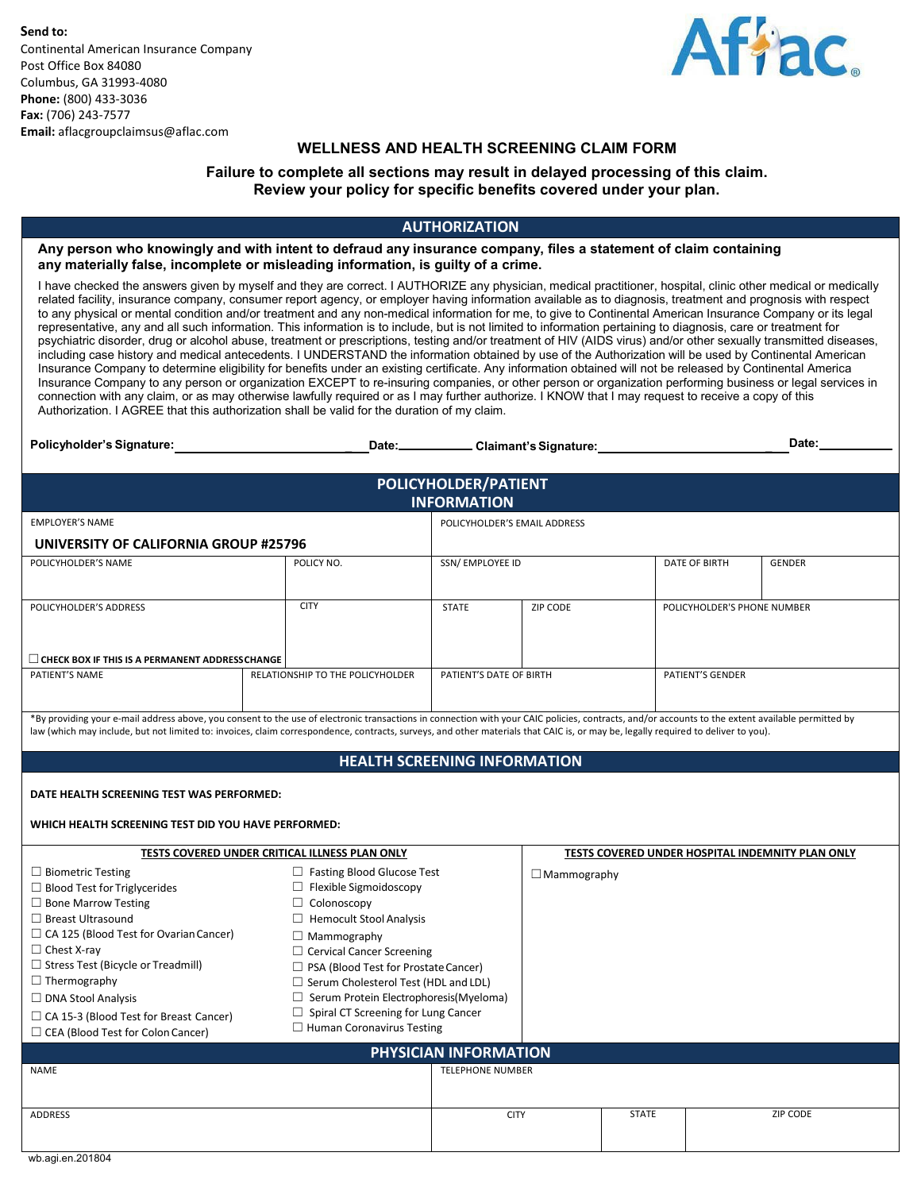**Send to:**
Continental American Insurance Company
Post Office Box 84080
Columbus, GA 31993-4080
**Phone:** (800) 433-3036
**Fax:** (706) 243-7577
**Email:** aflacgroupclaimsus@aflac.com

Aflac.

# WELLNESS AND HEALTH SCREENING CLAIM FORM

**Failure to complete all sections may result in delayed processing of this claim.**
**Review your policy for specific benefits covered under your plan.**

## AUTHORIZATION

**Any person who knowingly and with intent to defraud any insurance company, files a statement of claim containing any materially false, incomplete or misleading information, is guilty of a crime.**

I have checked the answers given by myself and they are correct. I AUTHORIZE any physician, medical practitioner, hospital, clinic other medical or medically related facility, insurance company, consumer report agency, or employer having information available as to diagnosis, treatment and prognosis with respect to any physical or mental condition and/or treatment and any non-medical information for me, to give to Continental American Insurance Company or its legal representative, any and all such information. This information is to include, but is not limited to information pertaining to diagnosis, care or treatment for psychiatric disorder, drug or alcohol abuse, treatment or prescriptions, testing and/or treatment of HIV (AIDS virus) and/or other sexually transmitted diseases, including case history and medical antecedents. I UNDERSTAND the information obtained by use of the Authorization will be used by Continental American Insurance Company to determine eligibility for benefits under an existing certificate. Any information obtained will not be released by Continental America Insurance Company to any person or organization EXCEPT to re-insuring companies, or other person or organization performing business or legal services in connection with any claim, or as may otherwise lawfully required or as I may further authorize. I KNOW that I may request to receive a copy of this Authorization. I AGREE that this authorization shall be valid for the duration of my claim.

**Policyholder's Signature:**______________________ **Date:**__________ **Claimant's Signature:**______________________ **Date:**__________

## POLICYHOLDER/PATIENT INFORMATION

| EMPLOYER'S NAME | | | POLICYHOLDER'S EMAIL ADDRESS | | | |
|---|---|---|---|---|---|---|
| **UNIVERSITY OF CALIFORNIA GROUP #25796** | | | | | | |
| POLICYHOLDER'S NAME | POLICY NO. | | SSN/ EMPLOYEE ID | | DATE OF BIRTH | GENDER |
| POLICYHOLDER'S ADDRESS<br>☐ CHECK BOX IF THIS IS A PERMANENT ADDRESS CHANGE | CITY | | STATE | ZIP CODE | POLICYHOLDER'S PHONE NUMBER | |
| PATIENT'S NAME | RELATIONSHIP TO THE POLICYHOLDER | | PATIENT'S DATE OF BIRTH | | PATIENT'S GENDER | |

*By providing your e-mail address above, you consent to the use of electronic transactions in connection with your CAIC policies, contracts, and/or accounts to the extent available permitted by law (which may include, but not limited to: invoices, claim correspondence, contracts, surveys, and other materials that CAIC is, or may be, legally required to deliver to you).

## HEALTH SCREENING INFORMATION

**DATE HEALTH SCREENING TEST WAS PERFORMED:**

**WHICH HEALTH SCREENING TEST DID YOU HAVE PERFORMED:**

**TESTS COVERED UNDER CRITICAL ILLNESS PLAN ONLY**

- ☐ Biometric Testing
- ☐ Blood Test for Triglycerides
- ☐ Bone Marrow Testing
- ☐ Breast Ultrasound
- ☐ CA 125 (Blood Test for Ovarian Cancer)
- ☐ Chest X-ray
- ☐ Stress Test (Bicycle or Treadmill)
- ☐ Thermography
- ☐ DNA Stool Analysis
- ☐ CA 15-3 (Blood Test for Breast Cancer)
- ☐ CEA (Blood Test for Colon Cancer)
- ☐ Fasting Blood Glucose Test
- ☐ Flexible Sigmoidoscopy
- ☐ Colonoscopy
- ☐ Hemocult Stool Analysis
- ☐ Mammography
- ☐ Cervical Cancer Screening
- ☐ PSA (Blood Test for Prostate Cancer)
- ☐ Serum Cholesterol Test (HDL and LDL)
- ☐ Serum Protein Electrophoresis(Myeloma)
- ☐ Spiral CT Screening for Lung Cancer
- ☐ Human Coronavirus Testing

**TESTS COVERED UNDER HOSPITAL INDEMNITY PLAN ONLY**

- ☐ Mammography

## PHYSICIAN INFORMATION

| NAME | TELEPHONE NUMBER | | |
|---|---|---|---|
| ADDRESS | CITY | STATE | ZIP CODE |

wb.agi.en.201804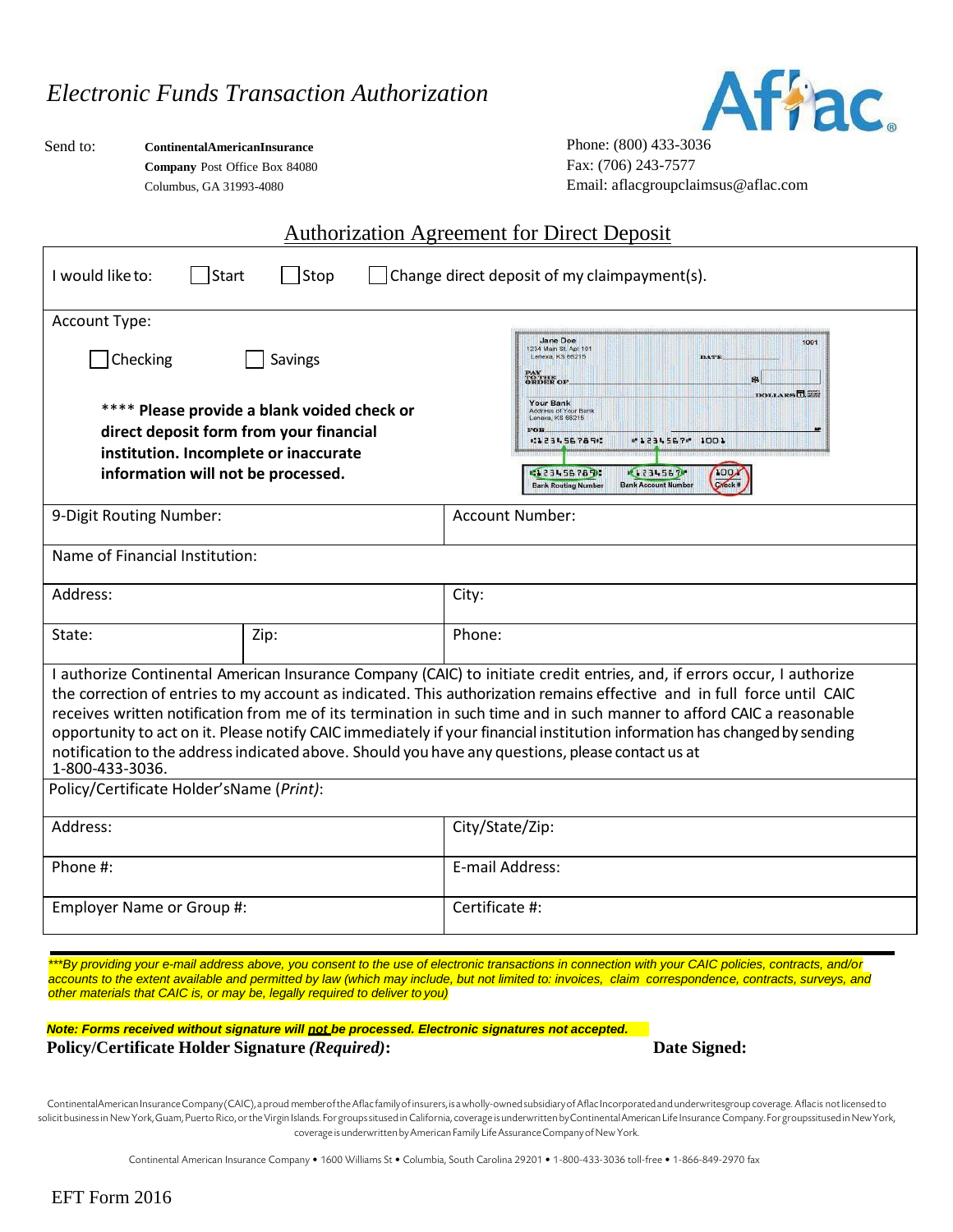# *Electronic Funds Transaction Authorization*

Send to: **ContinentalAmericanInsurance Company** Post Office Box 84080
Columbus, GA 31993-4080

Phone: (800) 433-3036
Fax: (706) 243-7577
Email: aflacgroupclaimsus@aflac.com

## Authorization Agreement for Direct Deposit

I would like to: ☐ Start ☐ Stop ☐ Change direct deposit of my claimpayment(s).

Account Type:

☐ Checking ☐ Savings

**\*\*\*\* Please provide a blank voided check or direct deposit form from your financial institution. Incomplete or inaccurate information will not be processed.**

Jane Doe
1234 Main St. Apt 101
Lenexa, KS 66215
1001
DATE
PAY TO THE ORDER OF $
DOLLARS
Your Bank
Address of Your Bank
Lenexa, KS 66215
FOR
⑆123456789⑆ ⑈1234567⑈ 1001
Bank Routing Number | Bank Account Number | Check #

| | |
|---|---|
| 9-Digit Routing Number: | Account Number: |
| Name of Financial Institution: | |
| Address: | City: |
| State: Zip: | Phone: |

I authorize Continental American Insurance Company (CAIC) to initiate credit entries, and, if errors occur, I authorize the correction of entries to my account as indicated. This authorization remains effective and in full force until CAIC receives written notification from me of its termination in such time and in such manner to afford CAIC a reasonable opportunity to act on it. Please notify CAIC immediately if your financial institution information has changed by sending notification to the address indicated above. Should you have any questions, please contact us at 1-800-433-3036.

| | |
|---|---|
| Policy/Certificate Holder'sName (*Print*): | |
| Address: | City/State/Zip: |
| Phone #: | E-mail Address: |
| Employer Name or Group #: | Certificate #: |

*\*\*\*By providing your e-mail address above, you consent to the use of electronic transactions in connection with your CAIC policies, contracts, and/or accounts to the extent available and permitted by law (which may include, but not limited to: invoices, claim correspondence, contracts, surveys, and other materials that CAIC is, or may be, legally required to deliver to you)*

***Note: Forms received without signature will not be processed. Electronic signatures not accepted.***

**Policy/Certificate Holder Signature *(Required)*:** **Date Signed:**

ContinentalAmerican Insurance Company (CAIC), a proud member of the Aflac family of insurers, is a wholly-owned subsidiary of Aflac Incorporated and underwrites group coverage. Aflac is not licensed to solicit business in New York, Guam, Puerto Rico, or the Virgin Islands. For groups sitused in California, coverage is underwritten by Continental American Life Insurance Company. For groups sitused in New York, coverage is underwritten by American Family Life Assurance Company of New York.

Continental American Insurance Company • 1600 Williams St • Columbia, South Carolina 29201 • 1-800-433-3036 toll-free • 1-866-849-2970 fax

EFT Form 2016